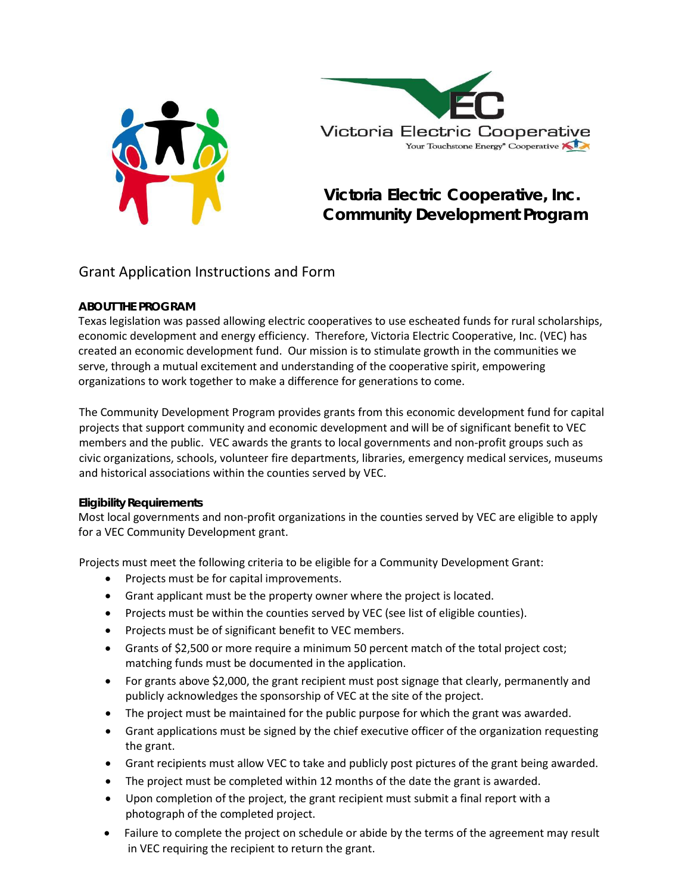Victoria Electric Cooperative

Your Touchstone Energy® Cooperative

# Victoria Electric Cooperative, Inc. Community Development Program

## Grant Application Instructions and Form

**ABOUT THE PROGRAM**

Texas legislation was passed allowing electric cooperatives to use escheated funds for rural scholarships, economic development and energy efficiency. Therefore, Victoria Electric Cooperative, Inc. (VEC) has created an economic development fund. Our mission is to stimulate growth in the communities we serve, through a mutual excitement and understanding of the cooperative spirit, empowering organizations to work together to make a difference for generations to come.

The Community Development Program provides grants from this economic development fund for capital projects that support community and economic development and will be of significant benefit to VEC members and the public. VEC awards the grants to local governments and non-profit groups such as civic organizations, schools, volunteer fire departments, libraries, emergency medical services, museums and historical associations within the counties served by VEC.

**Eligibility Requirements**

Most local governments and non-profit organizations in the counties served by VEC are eligible to apply for a VEC Community Development grant.

Projects must meet the following criteria to be eligible for a Community Development Grant:

- Projects must be for capital improvements.
- Grant applicant must be the property owner where the project is located.
- Projects must be within the counties served by VEC (see list of eligible counties).
- Projects must be of significant benefit to VEC members.
- Grants of $2,500 or more require a minimum 50 percent match of the total project cost; matching funds must be documented in the application.
- For grants above $2,000, the grant recipient must post signage that clearly, permanently and publicly acknowledges the sponsorship of VEC at the site of the project.
- The project must be maintained for the public purpose for which the grant was awarded.
- Grant applications must be signed by the chief executive officer of the organization requesting the grant.
- Grant recipients must allow VEC to take and publicly post pictures of the grant being awarded.
- The project must be completed within 12 months of the date the grant is awarded.
- Upon completion of the project, the grant recipient must submit a final report with a photograph of the completed project.
- Failure to complete the project on schedule or abide by the terms of the agreement may result in VEC requiring the recipient to return the grant.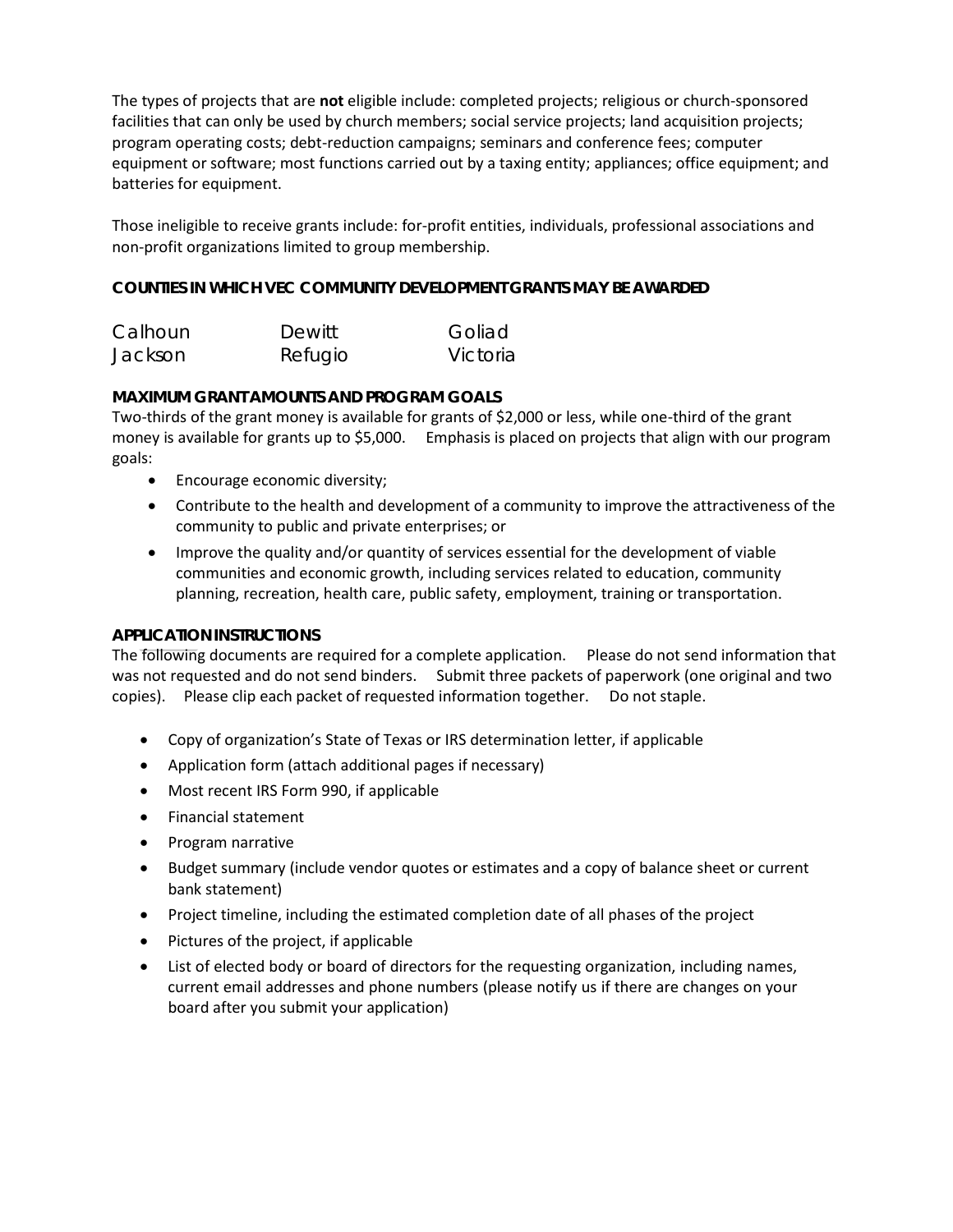The types of projects that are **not** eligible include: completed projects; religious or church-sponsored facilities that can only be used by church members; social service projects; land acquisition projects; program operating costs; debt-reduction campaigns; seminars and conference fees; computer equipment or software; most functions carried out by a taxing entity; appliances; office equipment; and batteries for equipment.

Those ineligible to receive grants include: for-profit entities, individuals, professional associations and non-profit organizations limited to group membership.

**COUNTIES IN WHICH VEC COMMUNITY DEVELOPMENT GRANTS MAY BE AWARDED**

| | | |
|---|---|---|
| Calhoun | Dewitt | Goliad |
| Jackson | Refugio | Victoria |

**MAXIMUM GRANT AMOUNTS AND PROGRAM GOALS**

Two-thirds of the grant money is available for grants of $2,000 or less, while one-third of the grant money is available for grants up to $5,000. Emphasis is placed on projects that align with our program goals:

- Encourage economic diversity;
- Contribute to the health and development of a community to improve the attractiveness of the community to public and private enterprises; or
- Improve the quality and/or quantity of services essential for the development of viable communities and economic growth, including services related to education, community planning, recreation, health care, public safety, employment, training or transportation.

**APPLICATION INSTRUCTIONS**

The following documents are required for a complete application. Please do not send information that was not requested and do not send binders. Submit three packets of paperwork (one original and two copies). Please clip each packet of requested information together. Do not staple.

- Copy of organization's State of Texas or IRS determination letter, if applicable
- Application form (attach additional pages if necessary)
- Most recent IRS Form 990, if applicable
- Financial statement
- Program narrative
- Budget summary (include vendor quotes or estimates and a copy of balance sheet or current bank statement)
- Project timeline, including the estimated completion date of all phases of the project
- Pictures of the project, if applicable
- List of elected body or board of directors for the requesting organization, including names, current email addresses and phone numbers (please notify us if there are changes on your board after you submit your application)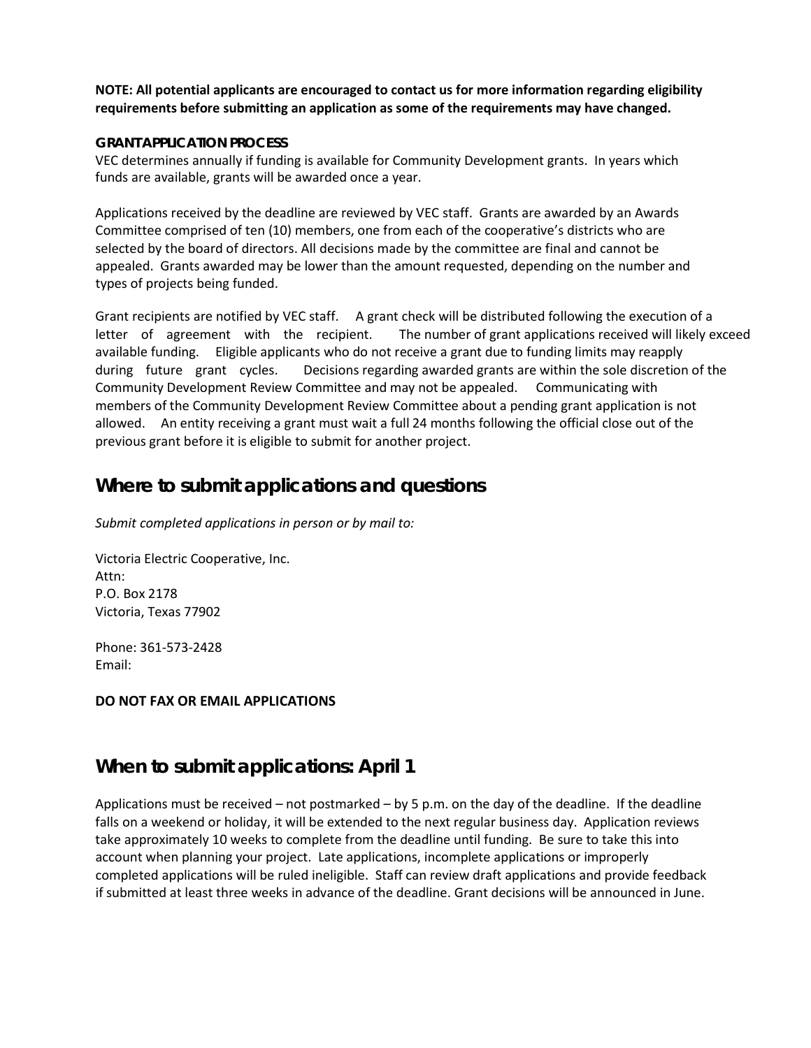**NOTE: All potential applicants are encouraged to contact us for more information regarding eligibility requirements before submitting an application as some of the requirements may have changed.**

**GRANT APPLICATION PROCESS**

VEC determines annually if funding is available for Community Development grants. In years which funds are available, grants will be awarded once a year.

Applications received by the deadline are reviewed by VEC staff. Grants are awarded by an Awards Committee comprised of ten (10) members, one from each of the cooperative's districts who are selected by the board of directors. All decisions made by the committee are final and cannot be appealed. Grants awarded may be lower than the amount requested, depending on the number and types of projects being funded.

Grant recipients are notified by VEC staff. A grant check will be distributed following the execution of a letter of agreement with the recipient. The number of grant applications received will likely exceed available funding. Eligible applicants who do not receive a grant due to funding limits may reapply during future grant cycles. Decisions regarding awarded grants are within the sole discretion of the Community Development Review Committee and may not be appealed. Communicating with members of the Community Development Review Committee about a pending grant application is not allowed. An entity receiving a grant must wait a full 24 months following the official close out of the previous grant before it is eligible to submit for another project.

## Where to submit applications and questions

*Submit completed applications in person or by mail to:*

Victoria Electric Cooperative, Inc.
Attn:
P.O. Box 2178
Victoria, Texas 77902

Phone: 361-573-2428
Email:

**DO NOT FAX OR EMAIL APPLICATIONS**

## When to submit applications: April 1

Applications must be received – not postmarked – by 5 p.m. on the day of the deadline. If the deadline falls on a weekend or holiday, it will be extended to the next regular business day. Application reviews take approximately 10 weeks to complete from the deadline until funding. Be sure to take this into account when planning your project. Late applications, incomplete applications or improperly completed applications will be ruled ineligible. Staff can review draft applications and provide feedback if submitted at least three weeks in advance of the deadline. Grant decisions will be announced in June.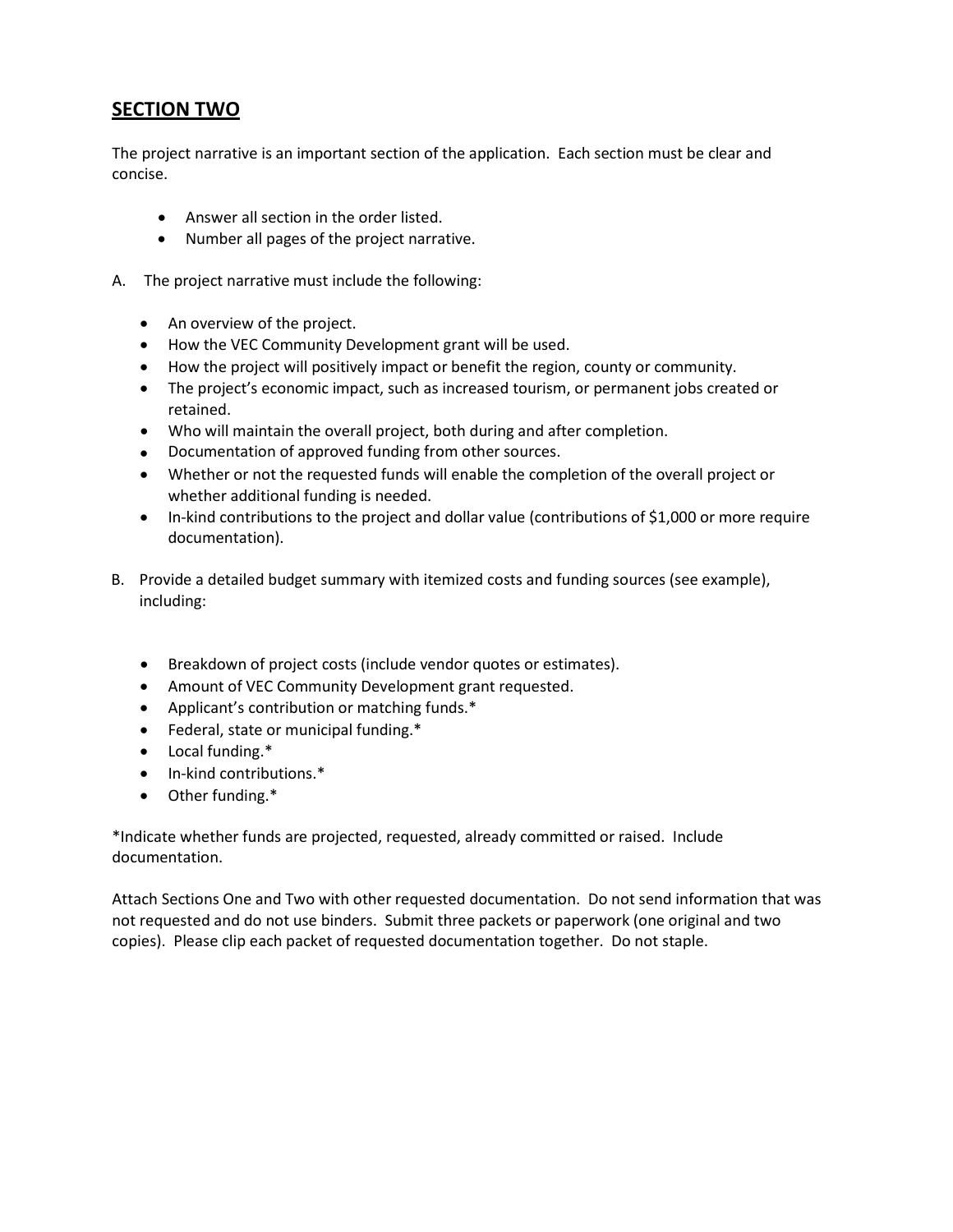## **SECTION TWO**

The project narrative is an important section of the application. Each section must be clear and concise.

- Answer all section in the order listed.
- Number all pages of the project narrative.

A. The project narrative must include the following:

- An overview of the project.
- How the VEC Community Development grant will be used.
- How the project will positively impact or benefit the region, county or community.
- The project's economic impact, such as increased tourism, or permanent jobs created or retained.
- Who will maintain the overall project, both during and after completion.
- Documentation of approved funding from other sources.
- Whether or not the requested funds will enable the completion of the overall project or whether additional funding is needed.
- In-kind contributions to the project and dollar value (contributions of $1,000 or more require documentation).

B. Provide a detailed budget summary with itemized costs and funding sources (see example), including:

- Breakdown of project costs (include vendor quotes or estimates).
- Amount of VEC Community Development grant requested.
- Applicant's contribution or matching funds.*
- Federal, state or municipal funding.*
- Local funding.*
- In-kind contributions.*
- Other funding.*

*Indicate whether funds are projected, requested, already committed or raised. Include documentation.

Attach Sections One and Two with other requested documentation. Do not send information that was not requested and do not use binders. Submit three packets or paperwork (one original and two copies). Please clip each packet of requested documentation together. Do not staple.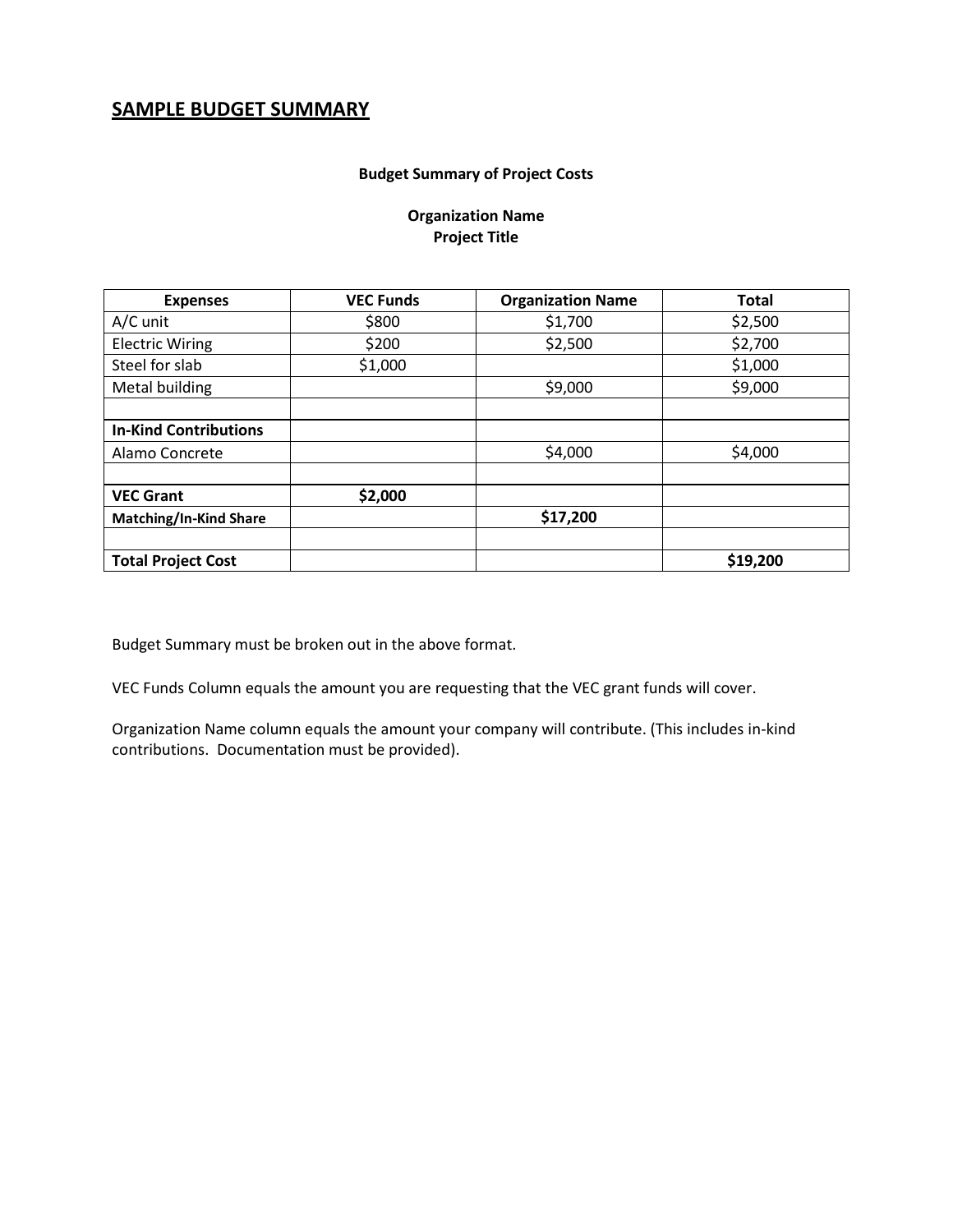## SAMPLE BUDGET SUMMARY

**Budget Summary of Project Costs**

**Organization Name**
**Project Title**

| Expenses | VEC Funds | Organization Name | Total |
|---|---|---|---|
| A/C unit | $800 | $1,700 | $2,500 |
| Electric Wiring | $200 | $2,500 | $2,700 |
| Steel for slab | $1,000 | | $1,000 |
| Metal building | | $9,000 | $9,000 |
| | | | |
| **In-Kind Contributions** | | | |
| Alamo Concrete | | $4,000 | $4,000 |
| | | | |
| **VEC Grant** | **$2,000** | | |
| **Matching/In-Kind Share** | | **$17,200** | |
| | | | |
| **Total Project Cost** | | | **$19,200** |

Budget Summary must be broken out in the above format.

VEC Funds Column equals the amount you are requesting that the VEC grant funds will cover.

Organization Name column equals the amount your company will contribute. (This includes in-kind contributions. Documentation must be provided).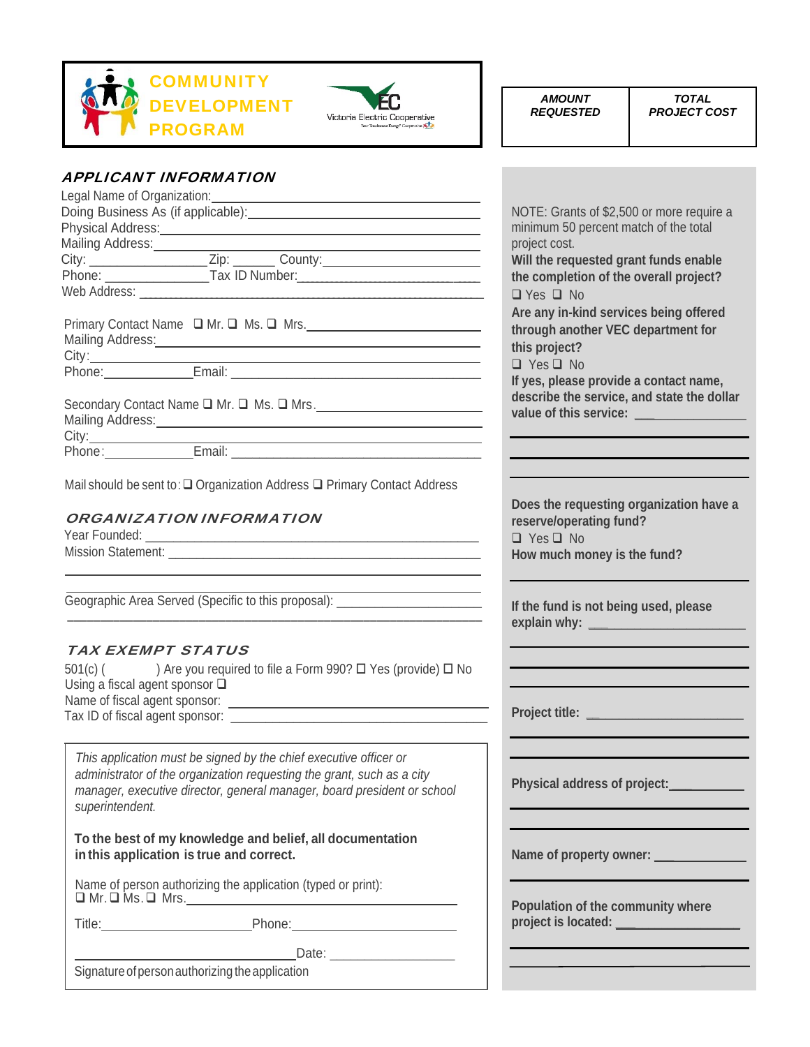**COMMUNITY DEVELOPMENT PROGRAM**

Victoria Electric Cooperative

| *AMOUNT REQUESTED* | *TOTAL PROJECT COST* |
|---|---|
| | |

## *APPLICANT INFORMATION*

Legal Name of Organization: ____________________

Doing Business As (if applicable): ____________________

Physical Address: ____________________

Mailing Address: ____________________

City: ________________ Zip: ______ County: ____________________

Phone: ______________ Tax ID Number: ____________________

Web Address: ____________________

Primary Contact Name ❑ Mr. ❑ Ms. ❑ Mrs. ____________________

Mailing Address: ____________________

City: ____________________

Phone: ______________ Email: ____________________

Secondary Contact Name ❑ Mr. ❑ Ms. ❑ Mrs. ____________________

Mailing Address: ____________________

City: ____________________

Phone: ______________ Email: ____________________

Mail should be sent to: ❑ Organization Address ❑ Primary Contact Address

## *ORGANIZATION INFORMATION*

Year Founded: ____________________

Mission Statement: ____________________

____________________

Geographic Area Served (Specific to this proposal): ____________________

____________________

## *TAX EXEMPT STATUS*

501(c) ( ) Are you required to file a Form 990? ☐ Yes (provide) ☐ No

Using a fiscal agent sponsor ❑

Name of fiscal agent sponsor: ____________________

Tax ID of fiscal agent sponsor: ____________________

*This application must be signed by the chief executive officer or administrator of the organization requesting the grant, such as a city manager, executive director, general manager, board president or school superintendent.*

**To the best of my knowledge and belief, all documentation in this application is true and correct.**

Name of person authorizing the application (typed or print):
❑ Mr. ❑ Ms. ❑ Mrs. ____________________

Title: ____________________ Phone: ____________________

____________________ Date: ____________________

Signature of person authorizing the application

NOTE: Grants of $2,500 or more require a minimum 50 percent match of the total project cost.

**Will the requested grant funds enable the completion of the overall project?**

❑ Yes ❑ No

**Are any in-kind services being offered through another VEC department for this project?**

❑ Yes ❑ No

**If yes, please provide a contact name, describe the service, and state the dollar value of this service:** ____________________

____________________

____________________

____________________

**Does the requesting organization have a reserve/operating fund?**

❑ Yes ❑ No

**How much money is the fund?**

____________________

**If the fund is not being used, please explain why:** ____________________

____________________

____________________

____________________

**Project title:** ____________________

____________________

____________________

**Physical address of project:** ____________________

____________________

____________________

**Name of property owner:** ____________________

____________________

**Population of the community where project is located:** ____________________

____________________

____________________